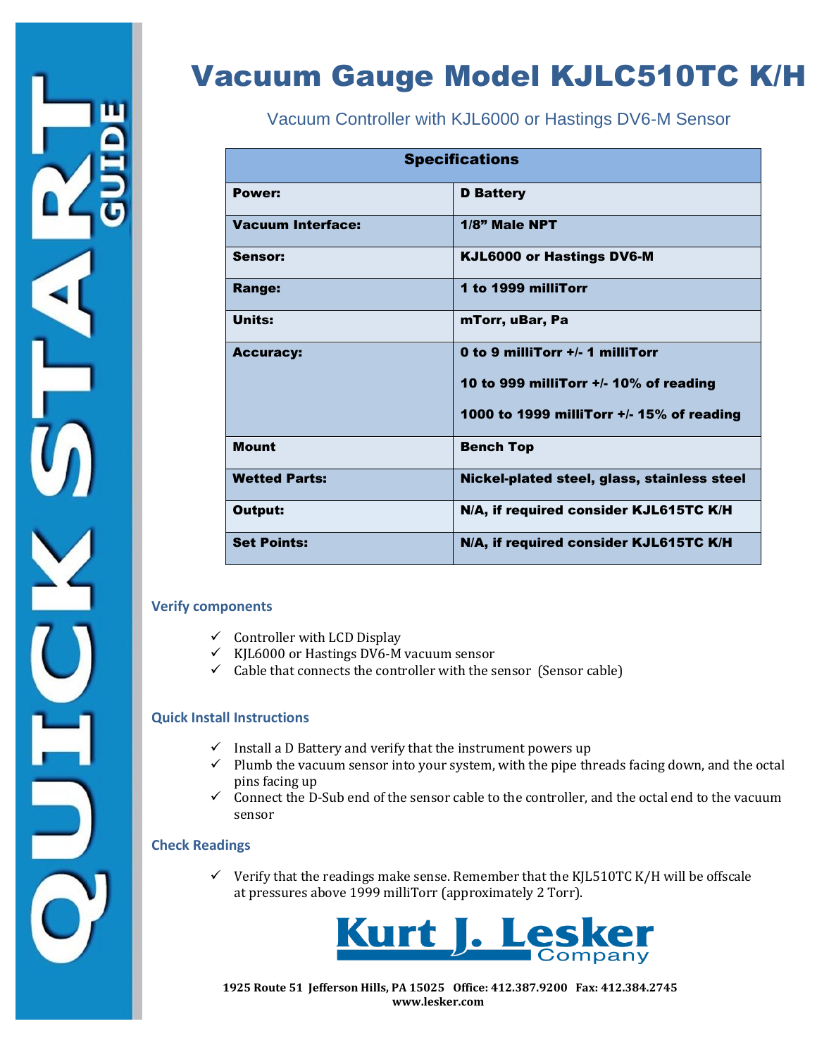# Vacuum Gauge Model KJLC510TC K/H

Vacuum Controller with KJL6000 or Hastings DV6-M Sensor

| **Specifications** | |
|---|---|
| **Power:** | **D Battery** |
| **Vacuum Interface:** | **1/8" Male NPT** |
| **Sensor:** | **KJL6000 or Hastings DV6-M** |
| **Range:** | **1 to 1999 milliTorr** |
| **Units:** | **mTorr, uBar, Pa** |
| **Accuracy:** | **0 to 9 milliTorr +/- 1 milliTorr**<br>**10 to 999 milliTorr +/- 10% of reading**<br>**1000 to 1999 milliTorr +/- 15% of reading** |
| **Mount** | **Bench Top** |
| **Wetted Parts:** | **Nickel-plated steel, glass, stainless steel** |
| **Output:** | **N/A, if required consider KJL615TC K/H** |
| **Set Points:** | **N/A, if required consider KJL615TC K/H** |

### Verify components

- ✓ Controller with LCD Display
- ✓ KJL6000 or Hastings DV6-M vacuum sensor
- ✓ Cable that connects the controller with the sensor (Sensor cable)

### Quick Install Instructions

- ✓ Install a D Battery and verify that the instrument powers up
- ✓ Plumb the vacuum sensor into your system, with the pipe threads facing down, and the octal pins facing up
- ✓ Connect the D-Sub end of the sensor cable to the controller, and the octal end to the vacuum sensor

### Check Readings

- ✓ Verify that the readings make sense. Remember that the KJL510TC K/H will be offscale at pressures above 1999 milliTorr (approximately 2 Torr).

**Kurt J. Lesker Company**

**1925 Route 51 Jefferson Hills, PA 15025 Office: 412.387.9200 Fax: 412.384.2745**
**www.lesker.com**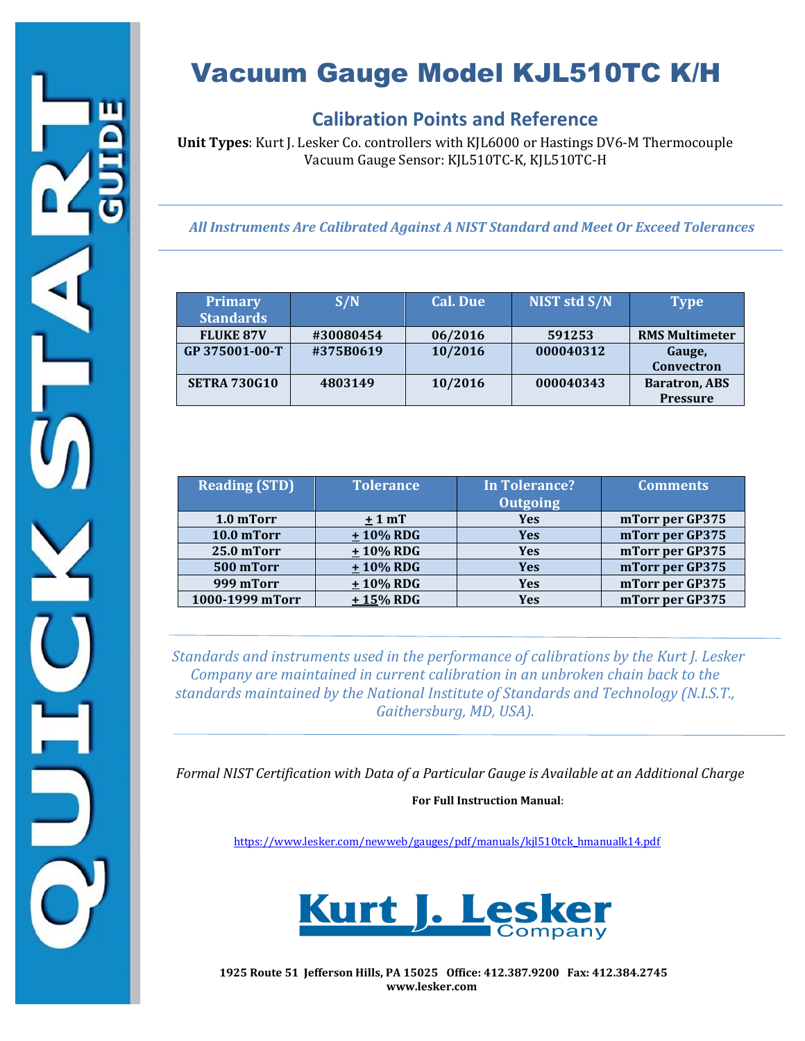# Vacuum Gauge Model KJL510TC K/H

## Calibration Points and Reference

**Unit Types**: Kurt J. Lesker Co. controllers with KJL6000 or Hastings DV6-M Thermocouple Vacuum Gauge Sensor: KJL510TC-K, KJL510TC-H

*All Instruments Are Calibrated Against A NIST Standard and Meet Or Exceed Tolerances*

| Primary Standards | S/N | Cal. Due | NIST std S/N | Type |
|---|---|---|---|---|
| FLUKE 87V | #30080454 | 06/2016 | 591253 | RMS Multimeter |
| GP 375001-00-T | #375B0619 | 10/2016 | 000040312 | Gauge, Convectron |
| SETRA 730G10 | 4803149 | 10/2016 | 000040343 | Baratron, ABS Pressure |

| Reading (STD) | Tolerance | In Tolerance? Outgoing | Comments |
|---|---|---|---|
| 1.0 mTorr | ± 1 mT | Yes | mTorr per GP375 |
| 10.0 mTorr | ± 10% RDG | Yes | mTorr per GP375 |
| 25.0 mTorr | ± 10% RDG | Yes | mTorr per GP375 |
| 500 mTorr | ± 10% RDG | Yes | mTorr per GP375 |
| 999 mTorr | ± 10% RDG | Yes | mTorr per GP375 |
| 1000-1999 mTorr | ± 15% RDG | Yes | mTorr per GP375 |

*Standards and instruments used in the performance of calibrations by the Kurt J. Lesker Company are maintained in current calibration in an unbroken chain back to the standards maintained by the National Institute of Standards and Technology (N.I.S.T., Gaithersburg, MD, USA).*

*Formal NIST Certification with Data of a Particular Gauge is Available at an Additional Charge*

**For Full Instruction Manual**:

https://www.lesker.com/newweb/gauges/pdf/manuals/kjl510tck_hmanualk14.pdf

Kurt J. Lesker Company

**1925 Route 51 Jefferson Hills, PA 15025 Office: 412.387.9200 Fax: 412.384.2745**
**www.lesker.com**